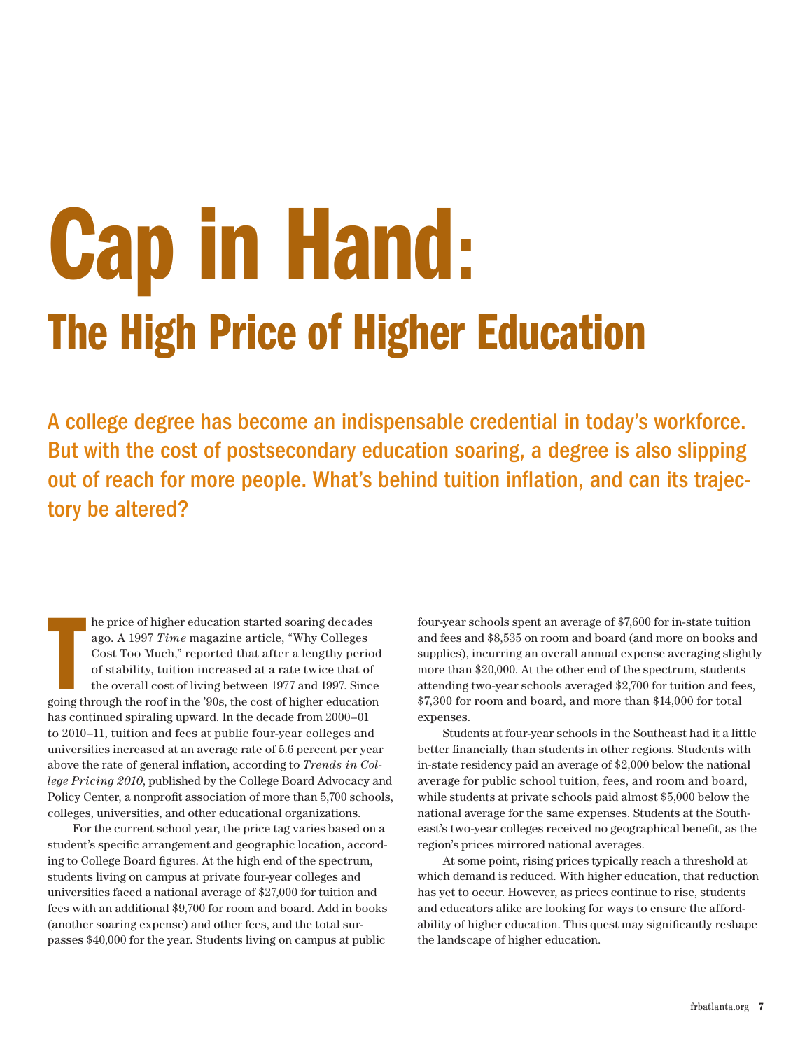# Cap in Hand:

## The High Price of Higher Education

**A college degree has become an indispensable credential in today's workforce. But with the cost of postsecondary education soaring, a degree is also slipping out of reach for more people. What's behind tuition inflation, and can its trajectory be altered?**

The price of higher education started soaring decades ago. A 1997 *Time* magazine article, "Why Colleges Cost Too Much," reported that after a lengthy period of stability, tuition increased at a rate twice that of the overall cost of living between 1977 and 1997. Since going through the roof in the '90s, the cost of higher education has continued spiraling upward. In the decade from 2000–01 to 2010–11, tuition and fees at public four-year colleges and universities increased at an average rate of 5.6 percent per year above the rate of general inflation, according to *Trends in College Pricing 2010*, published by the College Board Advocacy and Policy Center, a nonprofit association of more than 5,700 schools, colleges, universities, and other educational organizations.

For the current school year, the price tag varies based on a student's specific arrangement and geographic location, according to College Board figures. At the high end of the spectrum, students living on campus at private four-year colleges and universities faced a national average of $27,000 for tuition and fees with an additional $9,700 for room and board. Add in books (another soaring expense) and other fees, and the total surpasses $40,000 for the year. Students living on campus at public four-year schools spent an average of $7,600 for in-state tuition and fees and $8,535 on room and board (and more on books and supplies), incurring an overall annual expense averaging slightly more than $20,000. At the other end of the spectrum, students attending two-year schools averaged $2,700 for tuition and fees, $7,300 for room and board, and more than $14,000 for total expenses.

Students at four-year schools in the Southeast had it a little better financially than students in other regions. Students with in-state residency paid an average of $2,000 below the national average for public school tuition, fees, and room and board, while students at private schools paid almost $5,000 below the national average for the same expenses. Students at the Southeast's two-year colleges received no geographical benefit, as the region's prices mirrored national averages.

At some point, rising prices typically reach a threshold at which demand is reduced. With higher education, that reduction has yet to occur. However, as prices continue to rise, students and educators alike are looking for ways to ensure the affordability of higher education. This quest may significantly reshape the landscape of higher education.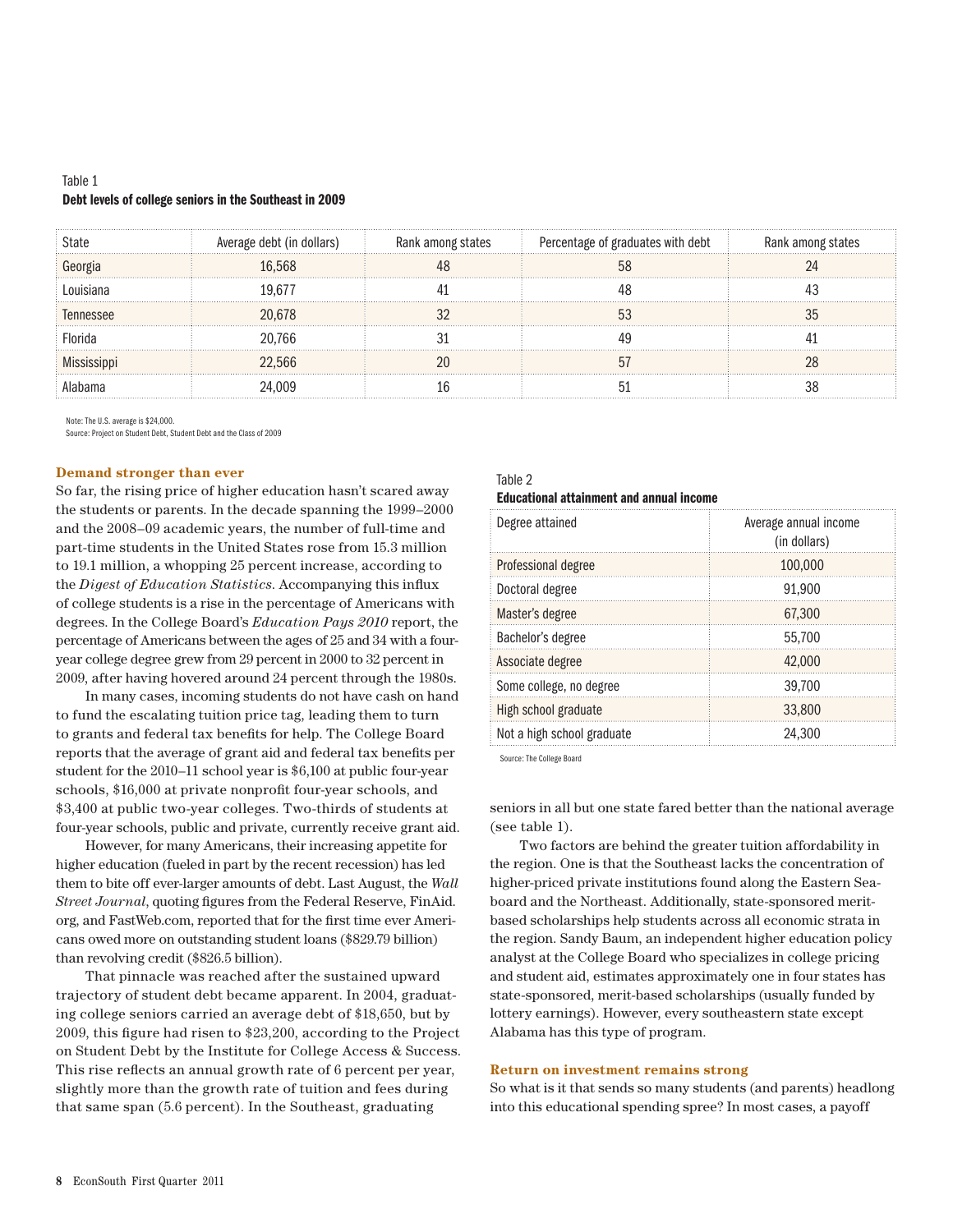Table 1

**Debt levels of college seniors in the Southeast in 2009**

| State | Average debt (in dollars) | Rank among states | Percentage of graduates with debt | Rank among states |
|---|---|---|---|---|
| Georgia | 16,568 | 48 | 58 | 24 |
| Louisiana | 19,677 | 41 | 48 | 43 |
| Tennessee | 20,678 | 32 | 53 | 35 |
| Florida | 20,766 | 31 | 49 | 41 |
| Mississippi | 22,566 | 20 | 57 | 28 |
| Alabama | 24,009 | 16 | 51 | 38 |

Note: The U.S. average is $24,000.
Source: Project on Student Debt, Student Debt and the Class of 2009

### Demand stronger than ever

So far, the rising price of higher education hasn't scared away the students or parents. In the decade spanning the 1999–2000 and the 2008–09 academic years, the number of full-time and part-time students in the United States rose from 15.3 million to 19.1 million, a whopping 25 percent increase, according to the *Digest of Education Statistics*. Accompanying this influx of college students is a rise in the percentage of Americans with degrees. In the College Board's *Education Pays 2010* report, the percentage of Americans between the ages of 25 and 34 with a four-year college degree grew from 29 percent in 2000 to 32 percent in 2009, after having hovered around 24 percent through the 1980s.

In many cases, incoming students do not have cash on hand to fund the escalating tuition price tag, leading them to turn to grants and federal tax benefits for help. The College Board reports that the average of grant aid and federal tax benefits per student for the 2010–11 school year is $6,100 at public four-year schools, $16,000 at private nonprofit four-year schools, and $3,400 at public two-year colleges. Two-thirds of students at four-year schools, public and private, currently receive grant aid.

However, for many Americans, their increasing appetite for higher education (fueled in part by the recent recession) has led them to bite off ever-larger amounts of debt. Last August, the *Wall Street Journal*, quoting figures from the Federal Reserve, FinAid.org, and FastWeb.com, reported that for the first time ever Americans owed more on outstanding student loans ($829.79 billion) than revolving credit ($826.5 billion).

That pinnacle was reached after the sustained upward trajectory of student debt became apparent. In 2004, graduating college seniors carried an average debt of $18,650, but by 2009, this figure had risen to $23,200, according to the Project on Student Debt by the Institute for College Access & Success. This rise reflects an annual growth rate of 6 percent per year, slightly more than the growth rate of tuition and fees during that same span (5.6 percent). In the Southeast, graduating seniors in all but one state fared better than the national average (see table 1).

Table 2

**Educational attainment and annual income**

| Degree attained | Average annual income (in dollars) |
|---|---|
| Professional degree | 100,000 |
| Doctoral degree | 91,900 |
| Master's degree | 67,300 |
| Bachelor's degree | 55,700 |
| Associate degree | 42,000 |
| Some college, no degree | 39,700 |
| High school graduate | 33,800 |
| Not a high school graduate | 24,300 |

Source: The College Board

Two factors are behind the greater tuition affordability in the region. One is that the Southeast lacks the concentration of higher-priced private institutions found along the Eastern Seaboard and the Northeast. Additionally, state-sponsored merit-based scholarships help students across all economic strata in the region. Sandy Baum, an independent higher education policy analyst at the College Board who specializes in college pricing and student aid, estimates approximately one in four states has state-sponsored, merit-based scholarships (usually funded by lottery earnings). However, every southeastern state except Alabama has this type of program.

### Return on investment remains strong

So what is it that sends so many students (and parents) headlong into this educational spending spree? In most cases, a payoff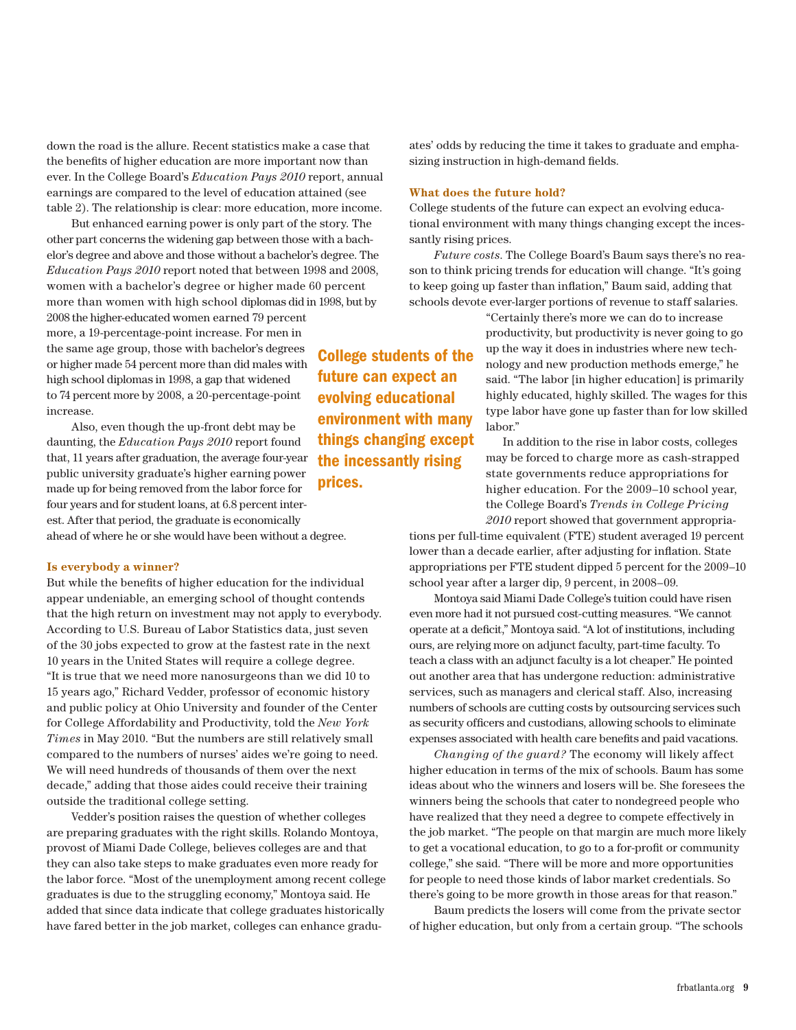down the road is the allure. Recent statistics make a case that the benefits of higher education are more important now than ever. In the College Board's *Education Pays 2010* report, annual earnings are compared to the level of education attained (see table 2). The relationship is clear: more education, more income.

But enhanced earning power is only part of the story. The other part concerns the widening gap between those with a bachelor's degree and above and those without a bachelor's degree. The *Education Pays 2010* report noted that between 1998 and 2008, women with a bachelor's degree or higher made 60 percent more than women with high school diplomas did in 1998, but by 2008 the higher-educated women earned 79 percent more, a 19-percentage-point increase. For men in the same age group, those with bachelor's degrees or higher made 54 percent more than did males with high school diplomas in 1998, a gap that widened to 74 percent more by 2008, a 20-percentage-point increase.

Also, even though the up-front debt may be daunting, the *Education Pays 2010* report found that, 11 years after graduation, the average four-year public university graduate's higher earning power made up for being removed from the labor force for four years and for student loans, at 6.8 percent interest. After that period, the graduate is economically ahead of where he or she would have been without a degree.

**College students of the future can expect an evolving educational environment with many things changing except the incessantly rising prices.**

### Is everybody a winner?

But while the benefits of higher education for the individual appear undeniable, an emerging school of thought contends that the high return on investment may not apply to everybody. According to U.S. Bureau of Labor Statistics data, just seven of the 30 jobs expected to grow at the fastest rate in the next 10 years in the United States will require a college degree. "It is true that we need more nanosurgeons than we did 10 to 15 years ago," Richard Vedder, professor of economic history and public policy at Ohio University and founder of the Center for College Affordability and Productivity, told the *New York Times* in May 2010. "But the numbers are still relatively small compared to the numbers of nurses' aides we're going to need. We will need hundreds of thousands of them over the next decade," adding that those aides could receive their training outside the traditional college setting.

Vedder's position raises the question of whether colleges are preparing graduates with the right skills. Rolando Montoya, provost of Miami Dade College, believes colleges are and that they can also take steps to make graduates even more ready for the labor force. "Most of the unemployment among recent college graduates is due to the struggling economy," Montoya said. He added that since data indicate that college graduates historically have fared better in the job market, colleges can enhance graduates' odds by reducing the time it takes to graduate and emphasizing instruction in high-demand fields.

### What does the future hold?

College students of the future can expect an evolving educational environment with many things changing except the incessantly rising prices.

*Future costs.* The College Board's Baum says there's no reason to think pricing trends for education will change. "It's going to keep going up faster than inflation," Baum said, adding that schools devote ever-larger portions of revenue to staff salaries.

"Certainly there's more we can do to increase productivity, but productivity is never going to go up the way it does in industries where new technology and new production methods emerge," he said. "The labor [in higher education] is primarily highly educated, highly skilled. The wages for this type labor have gone up faster than for low skilled labor."

In addition to the rise in labor costs, colleges may be forced to charge more as cash-strapped state governments reduce appropriations for higher education. For the 2009–10 school year, the College Board's *Trends in College Pricing 2010* report showed that government appropriations per full-time equivalent (FTE) student averaged 19 percent lower than a decade earlier, after adjusting for inflation. State appropriations per FTE student dipped 5 percent for the 2009–10 school year after a larger dip, 9 percent, in 2008–09.

Montoya said Miami Dade College's tuition could have risen even more had it not pursued cost-cutting measures. "We cannot operate at a deficit," Montoya said. "A lot of institutions, including ours, are relying more on adjunct faculty, part-time faculty. To teach a class with an adjunct faculty is a lot cheaper." He pointed out another area that has undergone reduction: administrative services, such as managers and clerical staff. Also, increasing numbers of schools are cutting costs by outsourcing services such as security officers and custodians, allowing schools to eliminate expenses associated with health care benefits and paid vacations.

*Changing of the guard?* The economy will likely affect higher education in terms of the mix of schools. Baum has some ideas about who the winners and losers will be. She foresees the winners being the schools that cater to nondegreed people who have realized that they need a degree to compete effectively in the job market. "The people on that margin are much more likely to get a vocational education, to go to a for-profit or community college," she said. "There will be more and more opportunities for people to need those kinds of labor market credentials. So there's going to be more growth in those areas for that reason."

Baum predicts the losers will come from the private sector of higher education, but only from a certain group. "The schools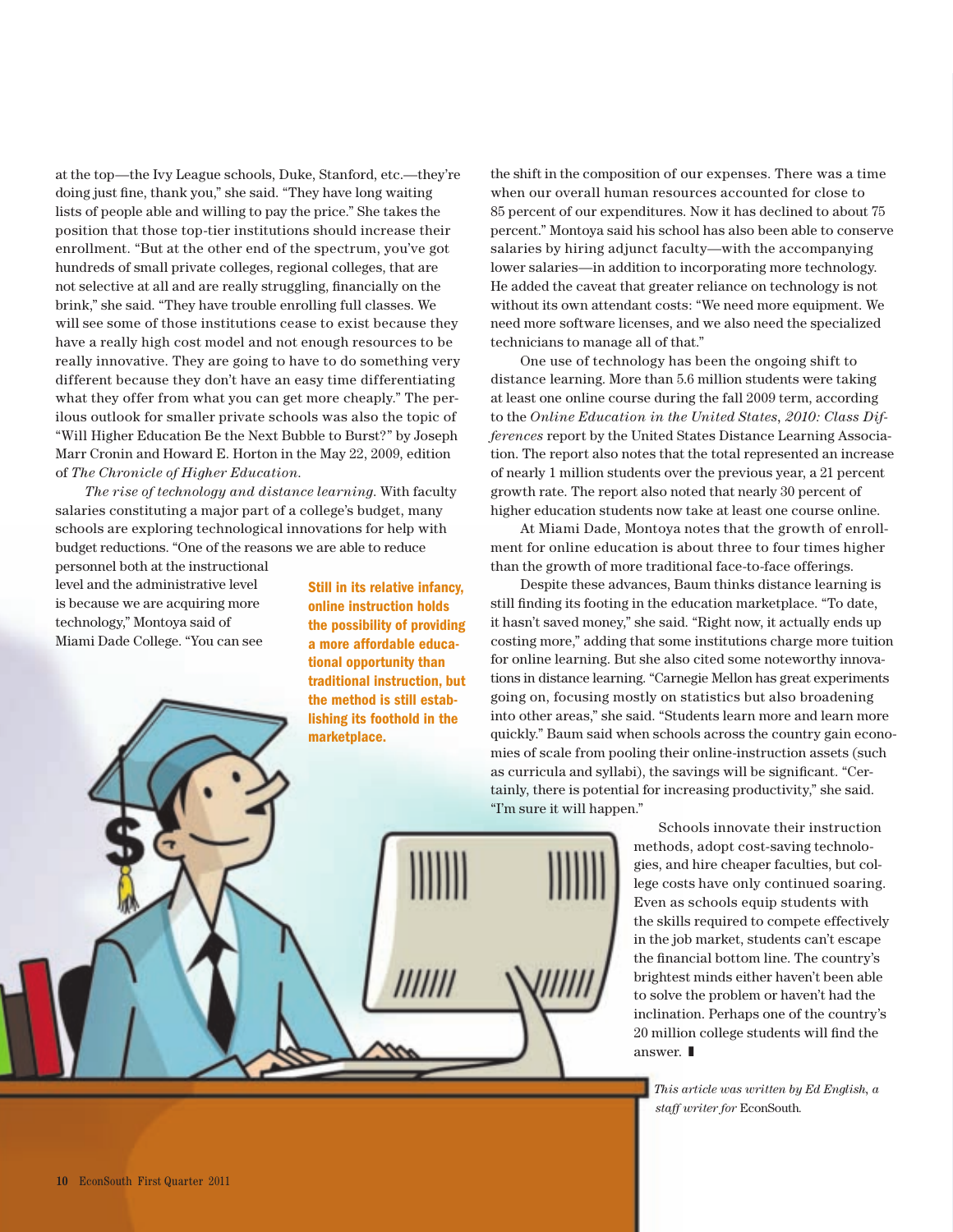at the top—the Ivy League schools, Duke, Stanford, etc.—they're doing just fine, thank you," she said. "They have long waiting lists of people able and willing to pay the price." She takes the position that those top-tier institutions should increase their enrollment. "But at the other end of the spectrum, you've got hundreds of small private colleges, regional colleges, that are not selective at all and are really struggling, financially on the brink," she said. "They have trouble enrolling full classes. We will see some of those institutions cease to exist because they have a really high cost model and not enough resources to be really innovative. They are going to have to do something very different because they don't have an easy time differentiating what they offer from what you can get more cheaply." The perilous outlook for smaller private schools was also the topic of "Will Higher Education Be the Next Bubble to Burst?" by Joseph Marr Cronin and Howard E. Horton in the May 22, 2009, edition of *The Chronicle of Higher Education*.

*The rise of technology and distance learning.* With faculty salaries constituting a major part of a college's budget, many schools are exploring technological innovations for help with budget reductions. "One of the reasons we are able to reduce personnel both at the instructional level and the administrative level is because we are acquiring more technology," Montoya said of Miami Dade College. "You can see the shift in the composition of our expenses. There was a time when our overall human resources accounted for close to 85 percent of our expenditures. Now it has declined to about 75 percent." Montoya said his school has also been able to conserve salaries by hiring adjunct faculty—with the accompanying lower salaries—in addition to incorporating more technology. He added the caveat that greater reliance on technology is not without its own attendant costs: "We need more equipment. We need more software licenses, and we also need the specialized technicians to manage all of that."

**Still in its relative infancy, online instruction holds the possibility of providing a more affordable educational opportunity than traditional instruction, but the method is still establishing its foothold in the marketplace.**

One use of technology has been the ongoing shift to distance learning. More than 5.6 million students were taking at least one online course during the fall 2009 term, according to the *Online Education in the United States, 2010: Class Differences* report by the United States Distance Learning Association. The report also notes that the total represented an increase of nearly 1 million students over the previous year, a 21 percent growth rate. The report also noted that nearly 30 percent of higher education students now take at least one course online.

At Miami Dade, Montoya notes that the growth of enrollment for online education is about three to four times higher than the growth of more traditional face-to-face offerings.

Despite these advances, Baum thinks distance learning is still finding its footing in the education marketplace. "To date, it hasn't saved money," she said. "Right now, it actually ends up costing more," adding that some institutions charge more tuition for online learning. But she also cited some noteworthy innovations in distance learning. "Carnegie Mellon has great experiments going on, focusing mostly on statistics but also broadening into other areas," she said. "Students learn more and learn more quickly." Baum said when schools across the country gain economies of scale from pooling their online-instruction assets (such as curricula and syllabi), the savings will be significant. "Certainly, there is potential for increasing productivity," she said. "I'm sure it will happen."

Schools innovate their instruction methods, adopt cost-saving technologies, and hire cheaper faculties, but college costs have only continued soaring. Even as schools equip students with the skills required to compete effectively in the job market, students can't escape the financial bottom line. The country's brightest minds either haven't been able to solve the problem or haven't had the inclination. Perhaps one of the country's 20 million college students will find the answer. ∎

*This article was written by Ed English, a staff writer for* EconSouth.